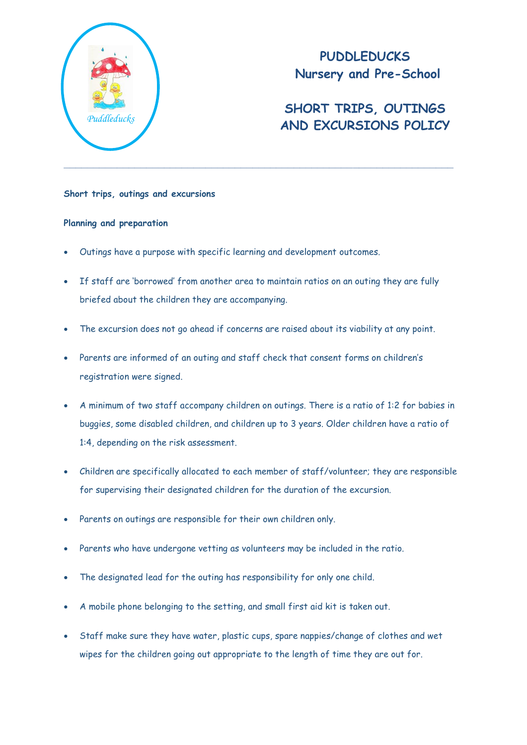# PUDDLEDUCKS
# Nursery and Pre-School

# SHORT TRIPS, OUTINGS AND EXCURSIONS POLICY

---

**Short trips, outings and excursions**

**Planning and preparation**

- Outings have a purpose with specific learning and development outcomes.
- If staff are 'borrowed' from another area to maintain ratios on an outing they are fully briefed about the children they are accompanying.
- The excursion does not go ahead if concerns are raised about its viability at any point.
- Parents are informed of an outing and staff check that consent forms on children's registration were signed.
- A minimum of two staff accompany children on outings. There is a ratio of 1:2 for babies in buggies, some disabled children, and children up to 3 years. Older children have a ratio of 1:4, depending on the risk assessment.
- Children are specifically allocated to each member of staff/volunteer; they are responsible for supervising their designated children for the duration of the excursion.
- Parents on outings are responsible for their own children only.
- Parents who have undergone vetting as volunteers may be included in the ratio.
- The designated lead for the outing has responsibility for only one child.
- A mobile phone belonging to the setting, and small first aid kit is taken out.
- Staff make sure they have water, plastic cups, spare nappies/change of clothes and wet wipes for the children going out appropriate to the length of time they are out for.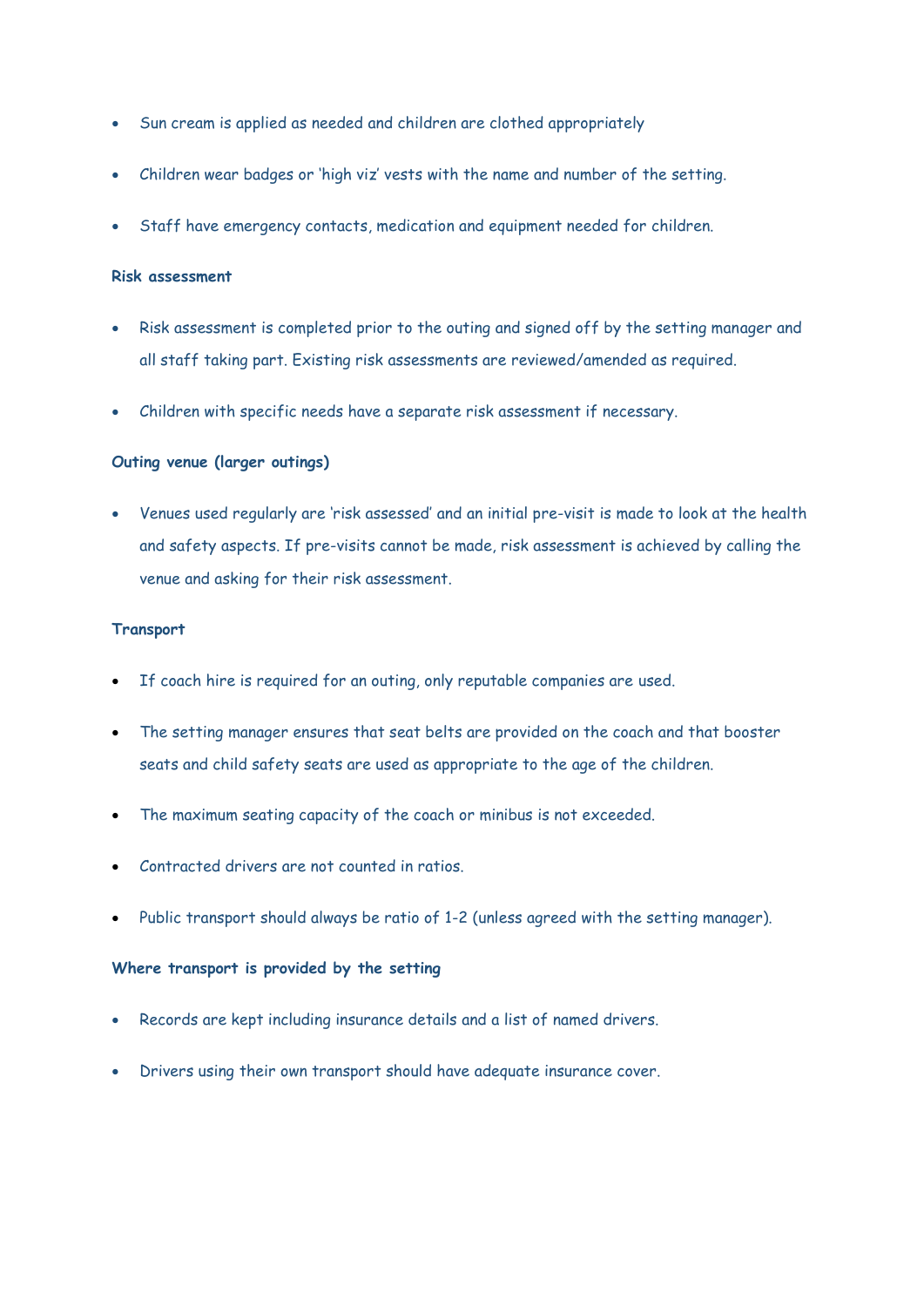- Sun cream is applied as needed and children are clothed appropriately
- Children wear badges or 'high viz' vests with the name and number of the setting.
- Staff have emergency contacts, medication and equipment needed for children.

**Risk assessment**

- Risk assessment is completed prior to the outing and signed off by the setting manager and all staff taking part. Existing risk assessments are reviewed/amended as required.
- Children with specific needs have a separate risk assessment if necessary.

**Outing venue (larger outings)**

- Venues used regularly are 'risk assessed' and an initial pre-visit is made to look at the health and safety aspects. If pre-visits cannot be made, risk assessment is achieved by calling the venue and asking for their risk assessment.

**Transport**

- If coach hire is required for an outing, only reputable companies are used.
- The setting manager ensures that seat belts are provided on the coach and that booster seats and child safety seats are used as appropriate to the age of the children.
- The maximum seating capacity of the coach or minibus is not exceeded.
- Contracted drivers are not counted in ratios.
- Public transport should always be ratio of 1-2 (unless agreed with the setting manager).

**Where transport is provided by the setting**

- Records are kept including insurance details and a list of named drivers.
- Drivers using their own transport should have adequate insurance cover.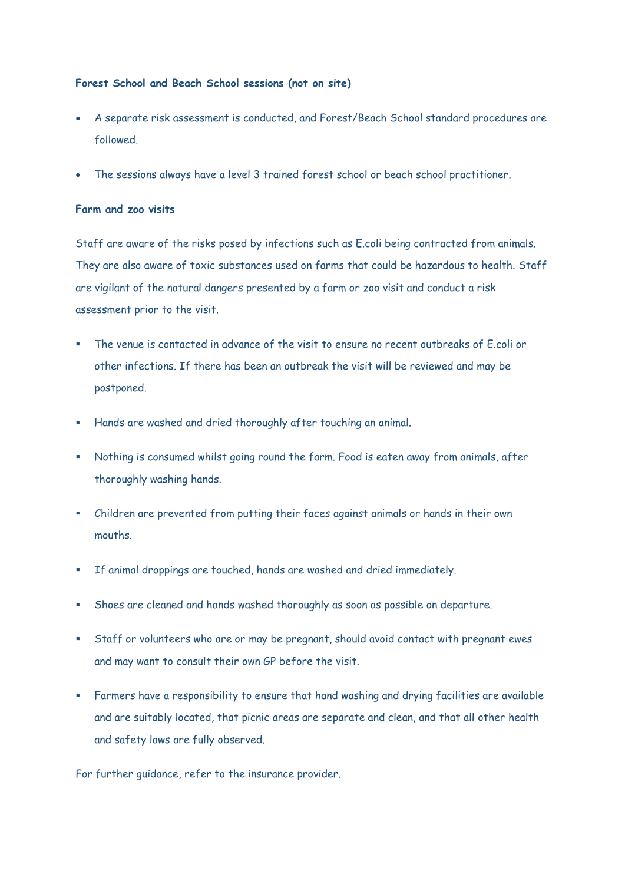**Forest School and Beach School sessions (not on site)**

- A separate risk assessment is conducted, and Forest/Beach School standard procedures are followed.
- The sessions always have a level 3 trained forest school or beach school practitioner.

**Farm and zoo visits**

Staff are aware of the risks posed by infections such as E.coli being contracted from animals. They are also aware of toxic substances used on farms that could be hazardous to health. Staff are vigilant of the natural dangers presented by a farm or zoo visit and conduct a risk assessment prior to the visit.

- The venue is contacted in advance of the visit to ensure no recent outbreaks of E.coli or other infections. If there has been an outbreak the visit will be reviewed and may be postponed.
- Hands are washed and dried thoroughly after touching an animal.
- Nothing is consumed whilst going round the farm. Food is eaten away from animals, after thoroughly washing hands.
- Children are prevented from putting their faces against animals or hands in their own mouths.
- If animal droppings are touched, hands are washed and dried immediately.
- Shoes are cleaned and hands washed thoroughly as soon as possible on departure.
- Staff or volunteers who are or may be pregnant, should avoid contact with pregnant ewes and may want to consult their own GP before the visit.
- Farmers have a responsibility to ensure that hand washing and drying facilities are available and are suitably located, that picnic areas are separate and clean, and that all other health and safety laws are fully observed.

For further guidance, refer to the insurance provider.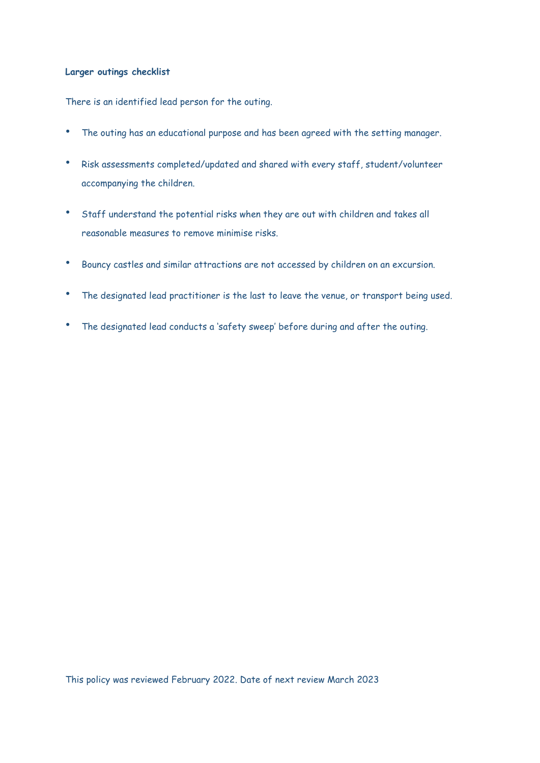**Larger outings checklist**

There is an identified lead person for the outing.

- The outing has an educational purpose and has been agreed with the setting manager.
- Risk assessments completed/updated and shared with every staff, student/volunteer accompanying the children.
- Staff understand the potential risks when they are out with children and takes all reasonable measures to remove minimise risks.
- Bouncy castles and similar attractions are not accessed by children on an excursion.
- The designated lead practitioner is the last to leave the venue, or transport being used.
- The designated lead conducts a 'safety sweep' before during and after the outing.

This policy was reviewed February 2022. Date of next review March 2023